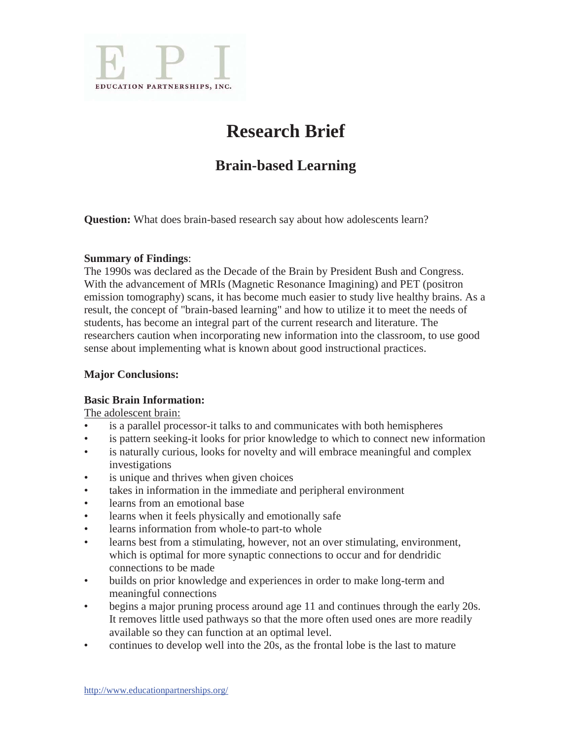EPI

EDUCATION PARTNERSHIPS, INC.

# Research Brief

## Brain-based Learning

**Question:** What does brain-based research say about how adolescents learn?

**Summary of Findings**:

The 1990s was declared as the Decade of the Brain by President Bush and Congress. With the advancement of MRIs (Magnetic Resonance Imagining) and PET (positron emission tomography) scans, it has become much easier to study live healthy brains. As a result, the concept of "brain-based learning" and how to utilize it to meet the needs of students, has become an integral part of the current research and literature. The researchers caution when incorporating new information into the classroom, to use good sense about implementing what is known about good instructional practices.

**Major Conclusions:**

**Basic Brain Information:**

The adolescent brain:

- is a parallel processor-it talks to and communicates with both hemispheres
- is pattern seeking-it looks for prior knowledge to which to connect new information
- is naturally curious, looks for novelty and will embrace meaningful and complex investigations
- is unique and thrives when given choices
- takes in information in the immediate and peripheral environment
- learns from an emotional base
- learns when it feels physically and emotionally safe
- learns information from whole-to part-to whole
- learns best from a stimulating, however, not an over stimulating, environment, which is optimal for more synaptic connections to occur and for dendridic connections to be made
- builds on prior knowledge and experiences in order to make long-term and meaningful connections
- begins a major pruning process around age 11 and continues through the early 20s. It removes little used pathways so that the more often used ones are more readily available so they can function at an optimal level.
- continues to develop well into the 20s, as the frontal lobe is the last to mature

http://www.educationpartnerships.org/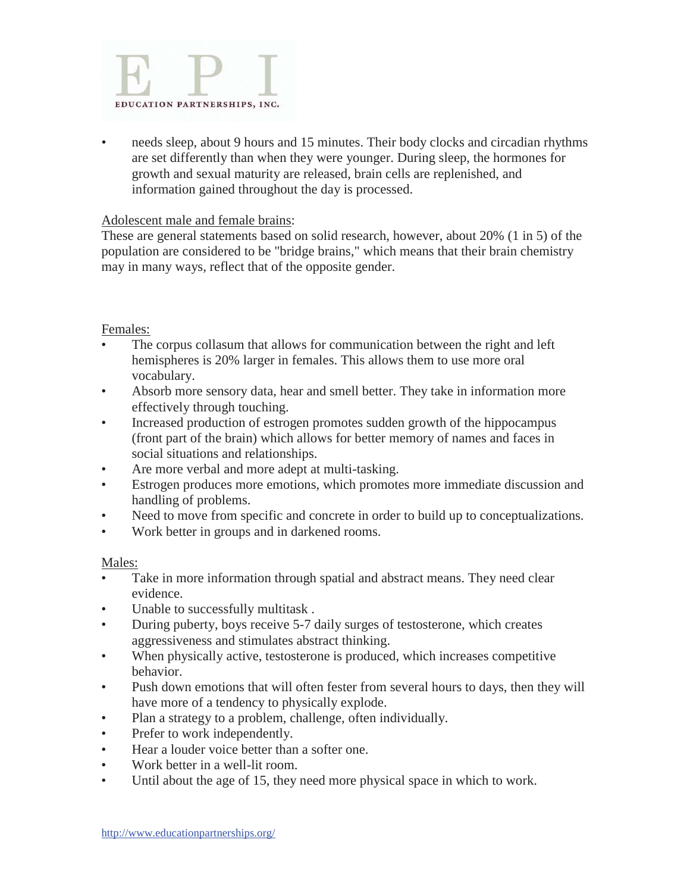- needs sleep, about 9 hours and 15 minutes. Their body clocks and circadian rhythms are set differently than when they were younger. During sleep, the hormones for growth and sexual maturity are released, brain cells are replenished, and information gained throughout the day is processed.

Adolescent male and female brains:

These are general statements based on solid research, however, about 20% (1 in 5) of the population are considered to be "bridge brains," which means that their brain chemistry may in many ways, reflect that of the opposite gender.

Females:

- The corpus collasum that allows for communication between the right and left hemispheres is 20% larger in females. This allows them to use more oral vocabulary.
- Absorb more sensory data, hear and smell better. They take in information more effectively through touching.
- Increased production of estrogen promotes sudden growth of the hippocampus (front part of the brain) which allows for better memory of names and faces in social situations and relationships.
- Are more verbal and more adept at multi-tasking.
- Estrogen produces more emotions, which promotes more immediate discussion and handling of problems.
- Need to move from specific and concrete in order to build up to conceptualizations.
- Work better in groups and in darkened rooms.

Males:

- Take in more information through spatial and abstract means. They need clear evidence.
- Unable to successfully multitask .
- During puberty, boys receive 5-7 daily surges of testosterone, which creates aggressiveness and stimulates abstract thinking.
- When physically active, testosterone is produced, which increases competitive behavior.
- Push down emotions that will often fester from several hours to days, then they will have more of a tendency to physically explode.
- Plan a strategy to a problem, challenge, often individually.
- Prefer to work independently.
- Hear a louder voice better than a softer one.
- Work better in a well-lit room.
- Until about the age of 15, they need more physical space in which to work.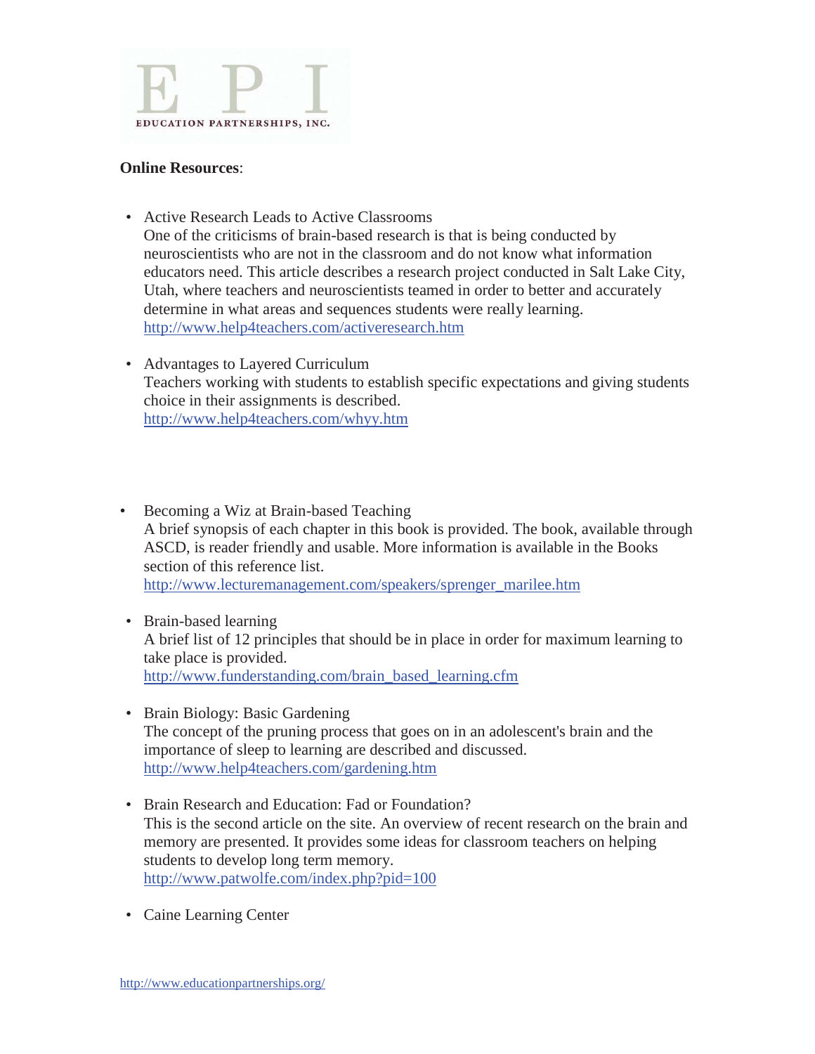**Online Resources**:

- Active Research Leads to Active Classrooms
  One of the criticisms of brain-based research is that is being conducted by neuroscientists who are not in the classroom and do not know what information educators need. This article describes a research project conducted in Salt Lake City, Utah, where teachers and neuroscientists teamed in order to better and accurately determine in what areas and sequences students were really learning.
  http://www.help4teachers.com/activeresearch.htm

- Advantages to Layered Curriculum
  Teachers working with students to establish specific expectations and giving students choice in their assignments is described.
  http://www.help4teachers.com/whyy.htm

- Becoming a Wiz at Brain-based Teaching
  A brief synopsis of each chapter in this book is provided. The book, available through ASCD, is reader friendly and usable. More information is available in the Books section of this reference list.
  http://www.lecturemanagement.com/speakers/sprenger_marilee.htm

- Brain-based learning
  A brief list of 12 principles that should be in place in order for maximum learning to take place is provided.
  http://www.funderstanding.com/brain_based_learning.cfm

- Brain Biology: Basic Gardening
  The concept of the pruning process that goes on in an adolescent's brain and the importance of sleep to learning are described and discussed.
  http://www.help4teachers.com/gardening.htm

- Brain Research and Education: Fad or Foundation?
  This is the second article on the site. An overview of recent research on the brain and memory are presented. It provides some ideas for classroom teachers on helping students to develop long term memory.
  http://www.patwolfe.com/index.php?pid=100

- Caine Learning Center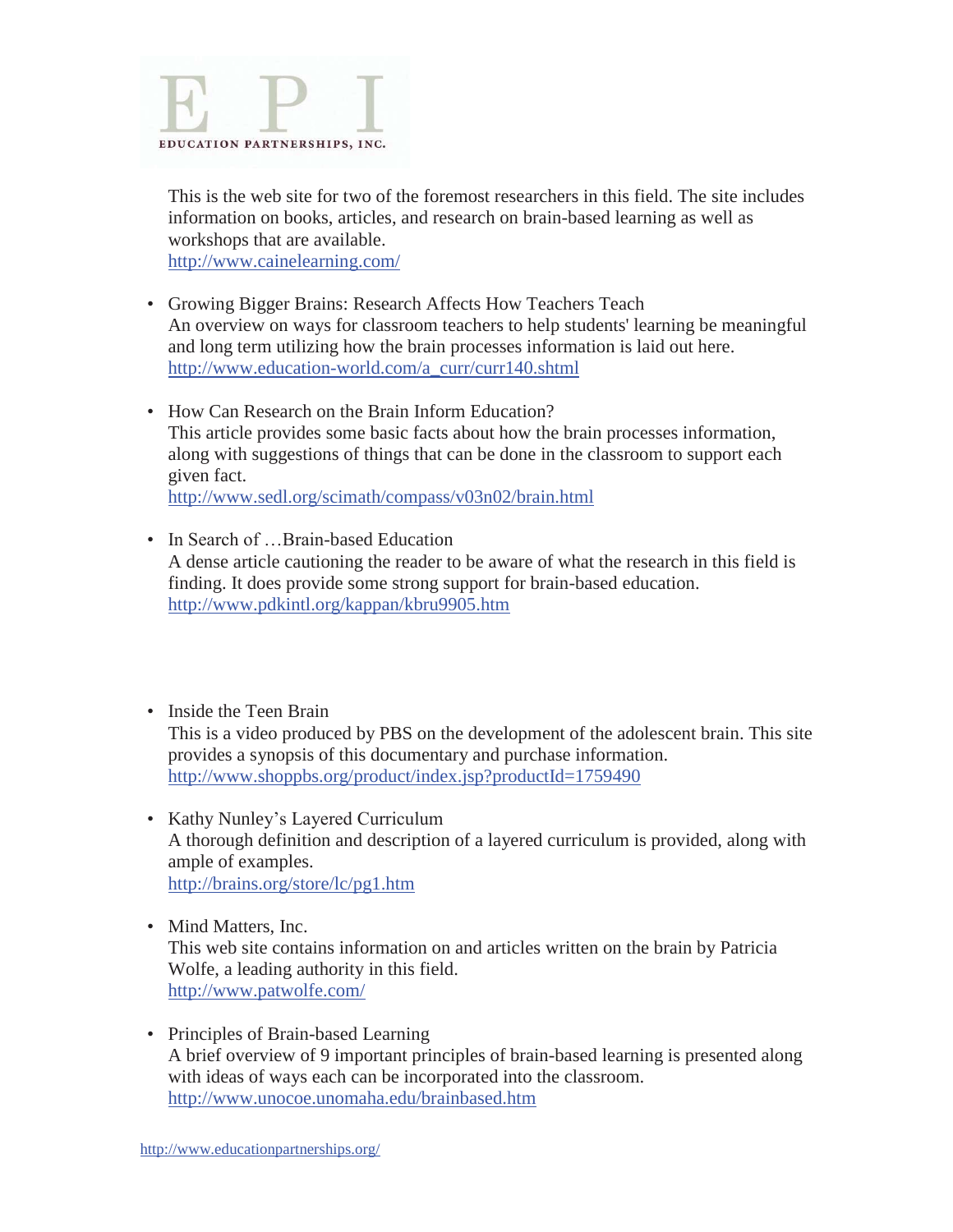This is the web site for two of the foremost researchers in this field. The site includes information on books, articles, and research on brain-based learning as well as workshops that are available.
http://www.cainelearning.com/

- Growing Bigger Brains: Research Affects How Teachers Teach
  An overview on ways for classroom teachers to help students' learning be meaningful and long term utilizing how the brain processes information is laid out here.
  http://www.education-world.com/a_curr/curr140.shtml

- How Can Research on the Brain Inform Education?
  This article provides some basic facts about how the brain processes information, along with suggestions of things that can be done in the classroom to support each given fact.
  http://www.sedl.org/scimath/compass/v03n02/brain.html

- In Search of …Brain-based Education
  A dense article cautioning the reader to be aware of what the research in this field is finding. It does provide some strong support for brain-based education.
  http://www.pdkintl.org/kappan/kbru9905.htm

- Inside the Teen Brain
  This is a video produced by PBS on the development of the adolescent brain. This site provides a synopsis of this documentary and purchase information.
  http://www.shoppbs.org/product/index.jsp?productId=1759490

- Kathy Nunley's Layered Curriculum
  A thorough definition and description of a layered curriculum is provided, along with ample of examples.
  http://brains.org/store/lc/pg1.htm

- Mind Matters, Inc.
  This web site contains information on and articles written on the brain by Patricia Wolfe, a leading authority in this field.
  http://www.patwolfe.com/

- Principles of Brain-based Learning
  A brief overview of 9 important principles of brain-based learning is presented along with ideas of ways each can be incorporated into the classroom.
  http://www.unocoe.unomaha.edu/brainbased.htm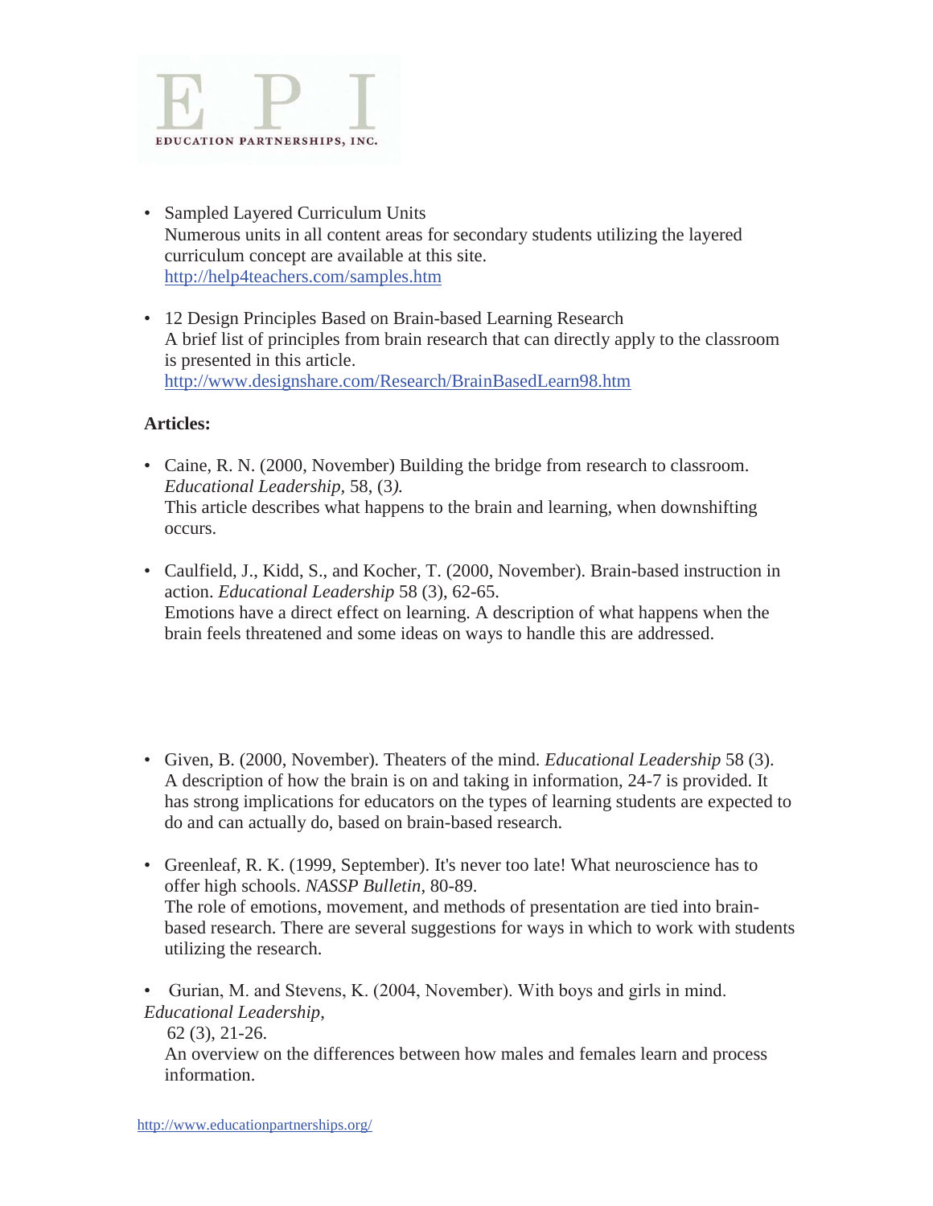- Sampled Layered Curriculum Units
  Numerous units in all content areas for secondary students utilizing the layered curriculum concept are available at this site.
  http://help4teachers.com/samples.htm

- 12 Design Principles Based on Brain-based Learning Research
  A brief list of principles from brain research that can directly apply to the classroom is presented in this article.
  http://www.designshare.com/Research/BrainBasedLearn98.htm

**Articles:**

- Caine, R. N. (2000, November) Building the bridge from research to classroom. *Educational Leadership,* 58, (3*).*
  This article describes what happens to the brain and learning, when downshifting occurs.

- Caulfield, J., Kidd, S., and Kocher, T. (2000, November). Brain-based instruction in action. *Educational Leadership* 58 (3), 62-65.
  Emotions have a direct effect on learning. A description of what happens when the brain feels threatened and some ideas on ways to handle this are addressed.

- Given, B. (2000, November). Theaters of the mind. *Educational Leadership* 58 (3).
  A description of how the brain is on and taking in information, 24-7 is provided. It has strong implications for educators on the types of learning students are expected to do and can actually do, based on brain-based research.

- Greenleaf, R. K. (1999, September). It's never too late! What neuroscience has to offer high schools. *NASSP Bulletin*, 80-89.
  The role of emotions, movement, and methods of presentation are tied into brain-based research. There are several suggestions for ways in which to work with students utilizing the research.

- Gurian, M. and Stevens, K. (2004, November). With boys and girls in mind. *Educational Leadership*, 62 (3), 21-26.
  An overview on the differences between how males and females learn and process information.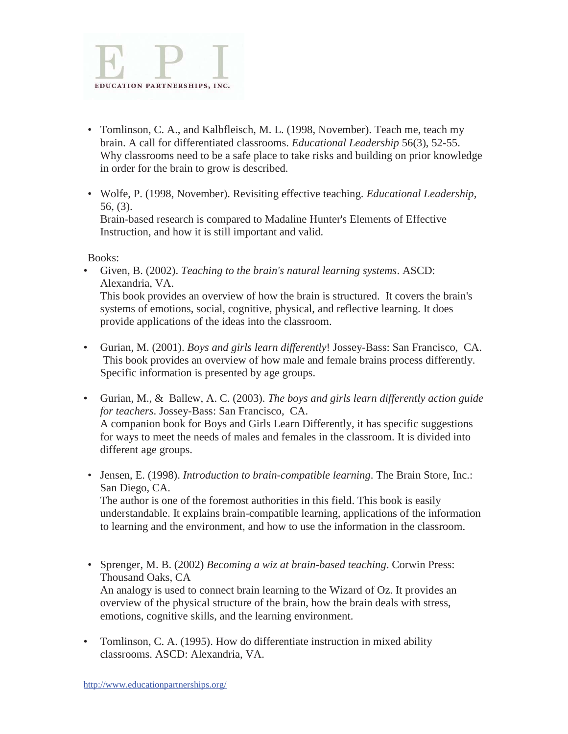- Tomlinson, C. A., and Kalbfleisch, M. L. (1998, November). Teach me, teach my brain. A call for differentiated classrooms. *Educational Leadership* 56(3), 52-55. Why classrooms need to be a safe place to take risks and building on prior knowledge in order for the brain to grow is described.

- Wolfe, P. (1998, November). Revisiting effective teaching. *Educational Leadership*, 56, (3).
  Brain-based research is compared to Madaline Hunter's Elements of Effective Instruction, and how it is still important and valid.

Books:

- Given, B. (2002). *Teaching to the brain's natural learning systems*. ASCD: Alexandria, VA.
  This book provides an overview of how the brain is structured. It covers the brain's systems of emotions, social, cognitive, physical, and reflective learning. It does provide applications of the ideas into the classroom.

- Gurian, M. (2001). *Boys and girls learn differently*! Jossey-Bass: San Francisco, CA.
  This book provides an overview of how male and female brains process differently. Specific information is presented by age groups.

- Gurian, M., & Ballew, A. C. (2003). *The boys and girls learn differently action guide for teachers*. Jossey-Bass: San Francisco, CA.
  A companion book for Boys and Girls Learn Differently, it has specific suggestions for ways to meet the needs of males and females in the classroom. It is divided into different age groups.

- Jensen, E. (1998). *Introduction to brain-compatible learning*. The Brain Store, Inc.: San Diego, CA.
  The author is one of the foremost authorities in this field. This book is easily understandable. It explains brain-compatible learning, applications of the information to learning and the environment, and how to use the information in the classroom.

- Sprenger, M. B. (2002) *Becoming a wiz at brain-based teaching*. Corwin Press: Thousand Oaks, CA
  An analogy is used to connect brain learning to the Wizard of Oz. It provides an overview of the physical structure of the brain, how the brain deals with stress, emotions, cognitive skills, and the learning environment.

- Tomlinson, C. A. (1995). How do differentiate instruction in mixed ability classrooms. ASCD: Alexandria, VA.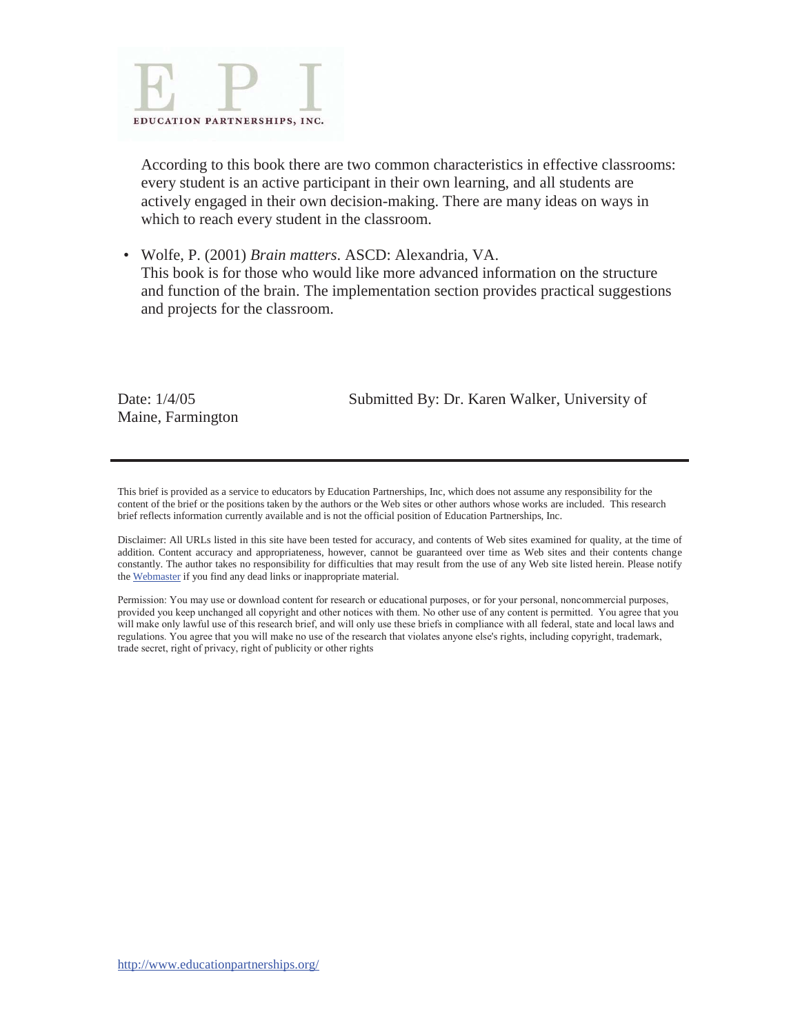According to this book there are two common characteristics in effective classrooms: every student is an active participant in their own learning, and all students are actively engaged in their own decision-making. There are many ideas on ways in which to reach every student in the classroom.

- Wolfe, P. (2001) *Brain matters*. ASCD: Alexandria, VA.
  This book is for those who would like more advanced information on the structure and function of the brain. The implementation section provides practical suggestions and projects for the classroom.

Date: 1/4/05 Submitted By: Dr. Karen Walker, University of Maine, Farmington

---

This brief is provided as a service to educators by Education Partnerships, Inc, which does not assume any responsibility for the content of the brief or the positions taken by the authors or the Web sites or other authors whose works are included. This research brief reflects information currently available and is not the official position of Education Partnerships, Inc.

Disclaimer: All URLs listed in this site have been tested for accuracy, and contents of Web sites examined for quality, at the time of addition. Content accuracy and appropriateness, however, cannot be guaranteed over time as Web sites and their contents change constantly. The author takes no responsibility for difficulties that may result from the use of any Web site listed herein. Please notify the Webmaster if you find any dead links or inappropriate material.

Permission: You may use or download content for research or educational purposes, or for your personal, noncommercial purposes, provided you keep unchanged all copyright and other notices with them. No other use of any content is permitted. You agree that you will make only lawful use of this research brief, and will only use these briefs in compliance with all federal, state and local laws and regulations. You agree that you will make no use of the research that violates anyone else's rights, including copyright, trademark, trade secret, right of privacy, right of publicity or other rights